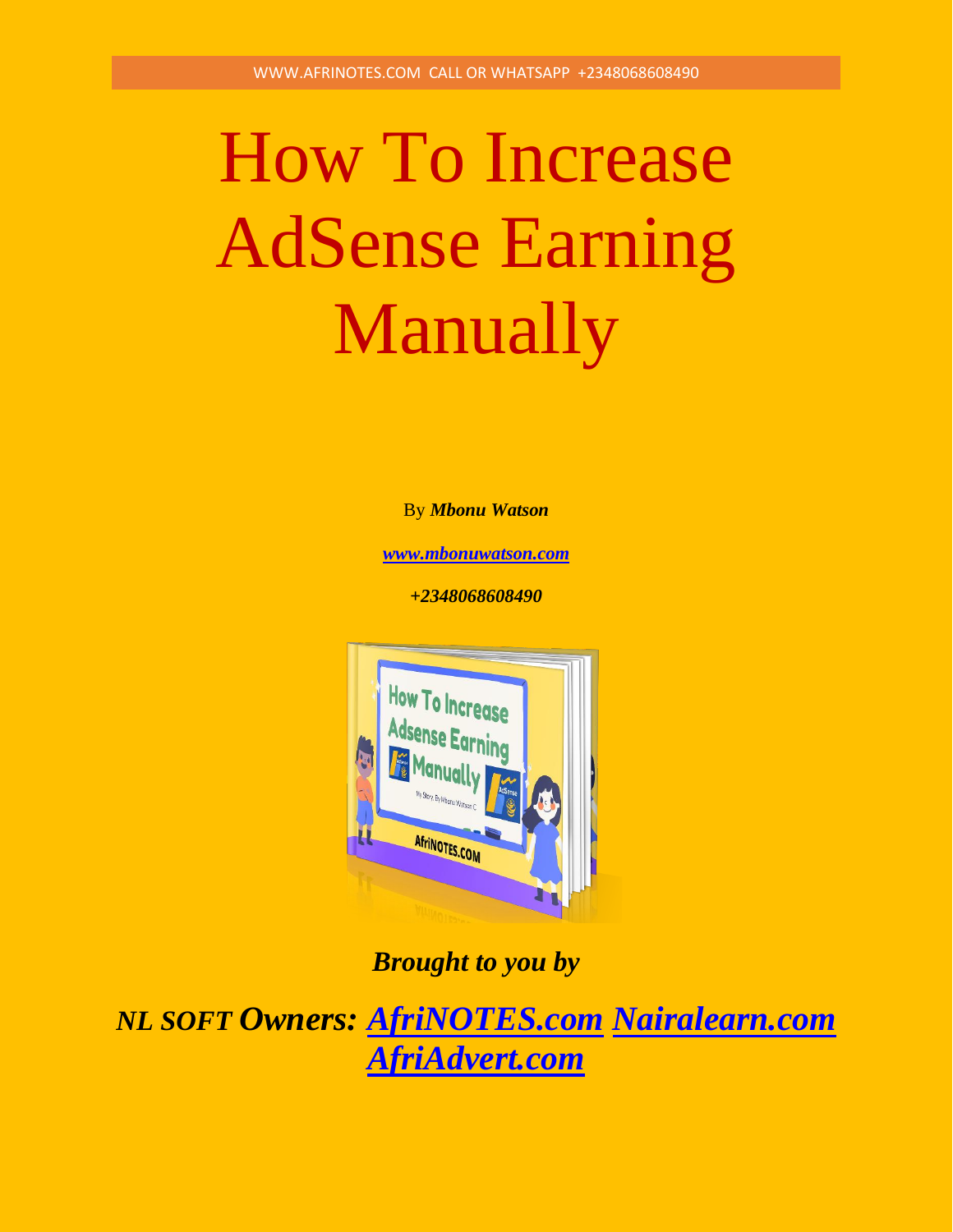WWW.AFRINOTES.COM CALL OR WHATSAPP +2348068608490

# How To Increase AdSense Earning Manually

By ***Mbonu Watson***

***[www.mbonuwatson.com](www.mbonuwatson.com)***

***+2348068608490***

***Brought to you by***

***NL SOFT Owners: [AfriNOTES.com](AfriNOTES.com) [Nairalearn.com](Nairalearn.com) [AfriAdvert.com](AfriAdvert.com)***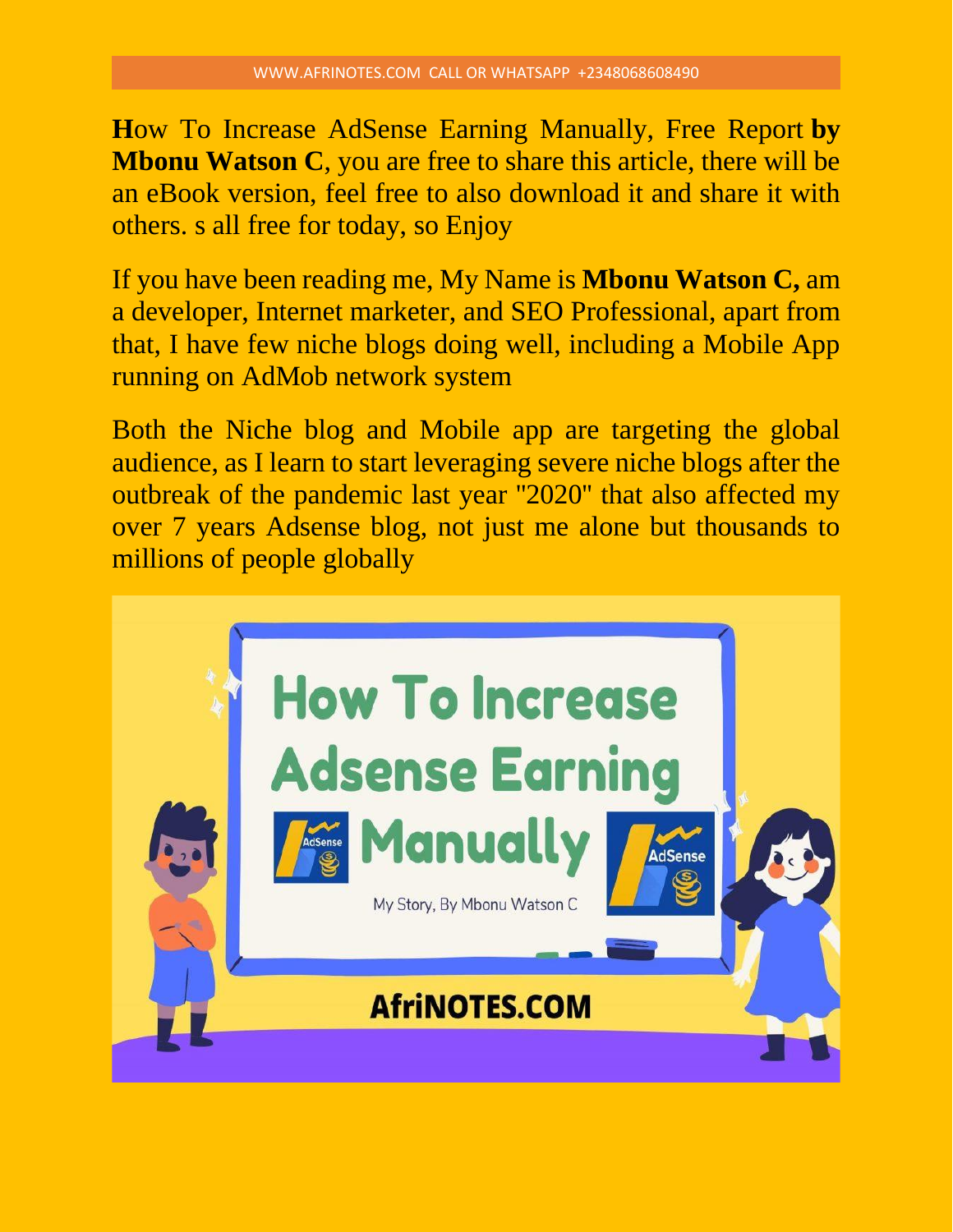**H**ow To Increase AdSense Earning Manually, Free Report **by Mbonu Watson C**, you are free to share this article, there will be an eBook version, feel free to also download it and share it with others. s all free for today, so Enjoy

If you have been reading me, My Name is **Mbonu Watson C,** am a developer, Internet marketer, and SEO Professional, apart from that, I have few niche blogs doing well, including a Mobile App running on AdMob network system

Both the Niche blog and Mobile app are targeting the global audience, as I learn to start leveraging severe niche blogs after the outbreak of the pandemic last year "2020" that also affected my over 7 years Adsense blog, not just me alone but thousands to millions of people globally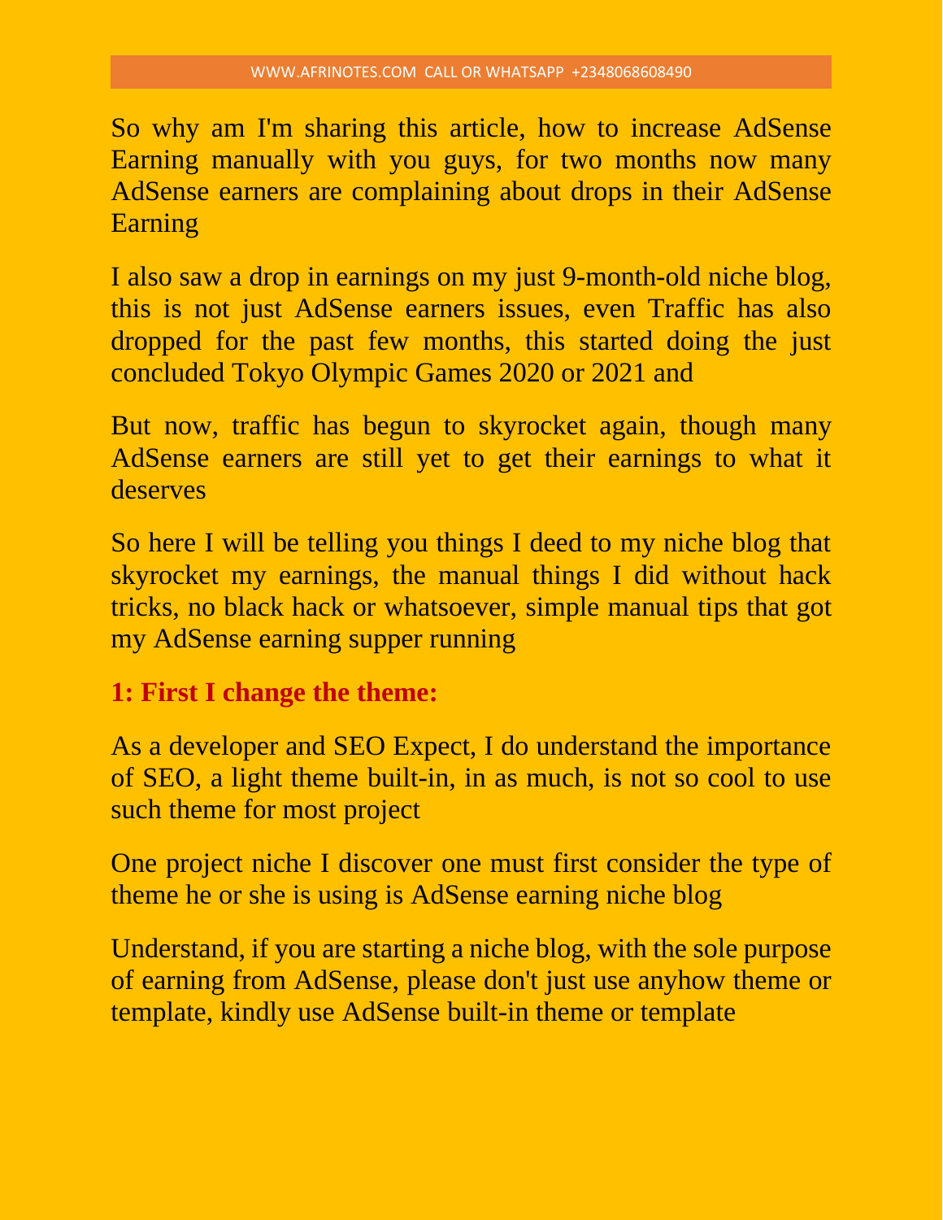So why am I'm sharing this article, how to increase AdSense Earning manually with you guys, for two months now many AdSense earners are complaining about drops in their AdSense Earning

I also saw a drop in earnings on my just 9-month-old niche blog, this is not just AdSense earners issues, even Traffic has also dropped for the past few months, this started doing the just concluded Tokyo Olympic Games 2020 or 2021 and

But now, traffic has begun to skyrocket again, though many AdSense earners are still yet to get their earnings to what it deserves

So here I will be telling you things I deed to my niche blog that skyrocket my earnings, the manual things I did without hack tricks, no black hack or whatsoever, simple manual tips that got my AdSense earning supper running

### 1: First I change the theme:

As a developer and SEO Expect, I do understand the importance of SEO, a light theme built-in, in as much, is not so cool to use such theme for most project

One project niche I discover one must first consider the type of theme he or she is using is AdSense earning niche blog

Understand, if you are starting a niche blog, with the sole purpose of earning from AdSense, please don't just use anyhow theme or template, kindly use AdSense built-in theme or template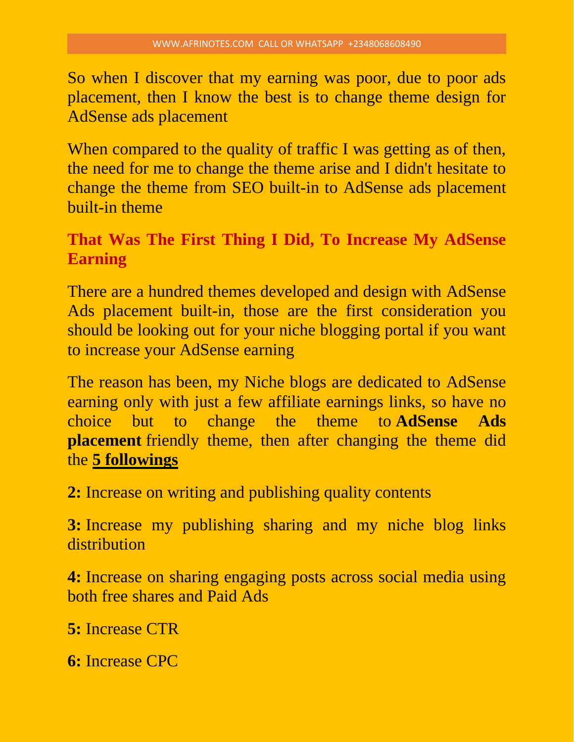So when I discover that my earning was poor, due to poor ads placement, then I know the best is to change theme design for AdSense ads placement

When compared to the quality of traffic I was getting as of then, the need for me to change the theme arise and I didn't hesitate to change the theme from SEO built-in to AdSense ads placement built-in theme

## That Was The First Thing I Did, To Increase My AdSense Earning

There are a hundred themes developed and design with AdSense Ads placement built-in, those are the first consideration you should be looking out for your niche blogging portal if you want to increase your AdSense earning

The reason has been, my Niche blogs are dedicated to AdSense earning only with just a few affiliate earnings links, so have no choice but to change the theme to **AdSense Ads placement** friendly theme, then after changing the theme did the **5 followings**

**2:** Increase on writing and publishing quality contents

**3:** Increase my publishing sharing and my niche blog links distribution

**4:** Increase on sharing engaging posts across social media using both free shares and Paid Ads

**5:** Increase CTR

**6:** Increase CPC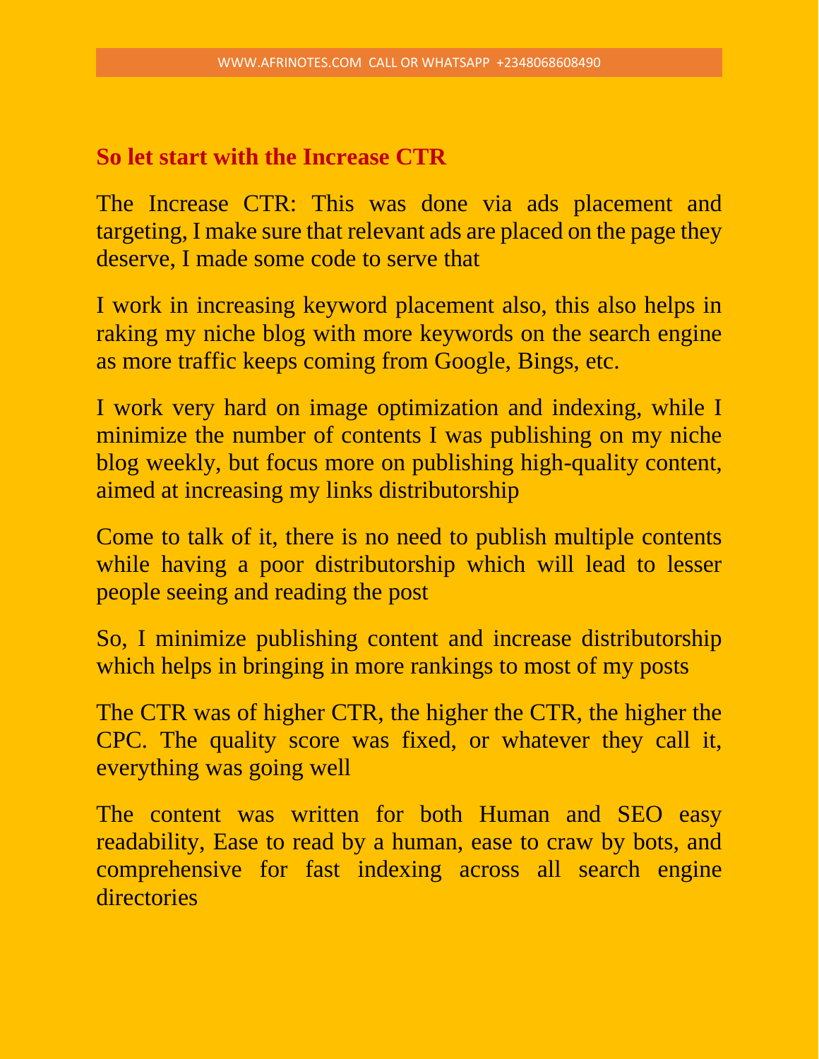## So let start with the Increase CTR

The Increase CTR: This was done via ads placement and targeting, I make sure that relevant ads are placed on the page they deserve, I made some code to serve that

I work in increasing keyword placement also, this also helps in raking my niche blog with more keywords on the search engine as more traffic keeps coming from Google, Bings, etc.

I work very hard on image optimization and indexing, while I minimize the number of contents I was publishing on my niche blog weekly, but focus more on publishing high-quality content, aimed at increasing my links distributorship

Come to talk of it, there is no need to publish multiple contents while having a poor distributorship which will lead to lesser people seeing and reading the post

So, I minimize publishing content and increase distributorship which helps in bringing in more rankings to most of my posts

The CTR was of higher CTR, the higher the CTR, the higher the CPC. The quality score was fixed, or whatever they call it, everything was going well

The content was written for both Human and SEO easy readability, Ease to read by a human, ease to craw by bots, and comprehensive for fast indexing across all search engine directories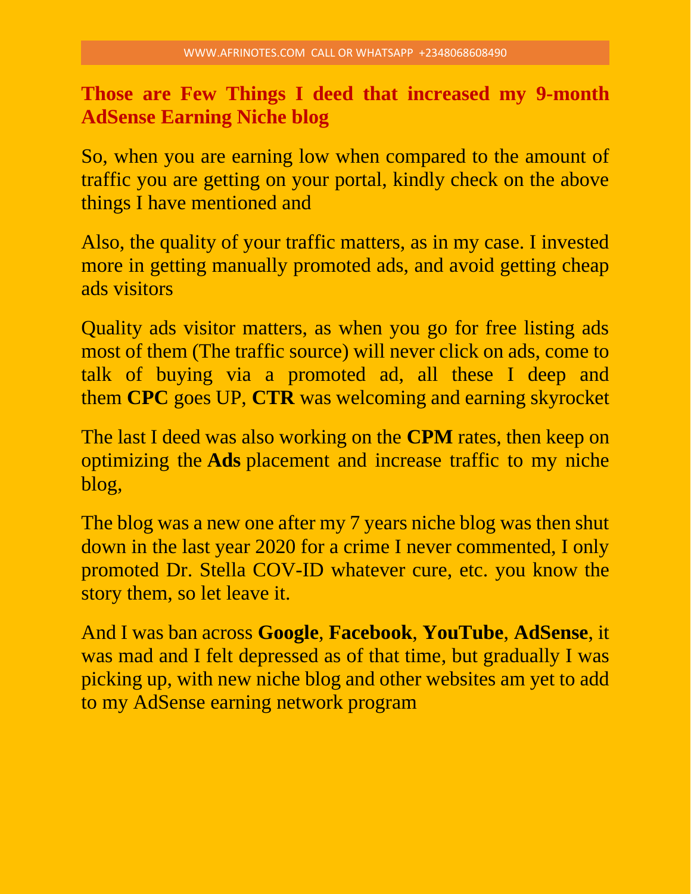## Those are Few Things I deed that increased my 9-month AdSense Earning Niche blog

So, when you are earning low when compared to the amount of traffic you are getting on your portal, kindly check on the above things I have mentioned and

Also, the quality of your traffic matters, as in my case. I invested more in getting manually promoted ads, and avoid getting cheap ads visitors

Quality ads visitor matters, as when you go for free listing ads most of them (The traffic source) will never click on ads, come to talk of buying via a promoted ad, all these I deep and them **CPC** goes UP, **CTR** was welcoming and earning skyrocket

The last I deed was also working on the **CPM** rates, then keep on optimizing the **Ads** placement and increase traffic to my niche blog,

The blog was a new one after my 7 years niche blog was then shut down in the last year 2020 for a crime I never commented, I only promoted Dr. Stella COV-ID whatever cure, etc. you know the story them, so let leave it.

And I was ban across **Google**, **Facebook**, **YouTube**, **AdSense**, it was mad and I felt depressed as of that time, but gradually I was picking up, with new niche blog and other websites am yet to add to my AdSense earning network program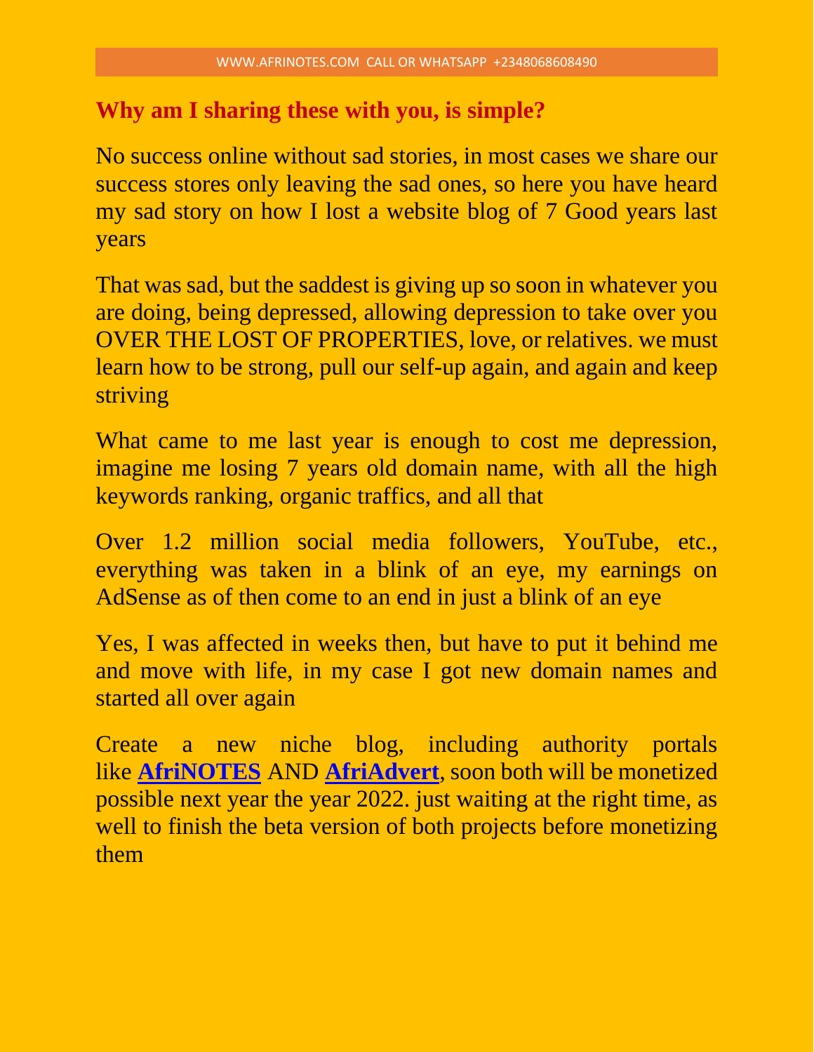## Why am I sharing these with you, is simple?

No success online without sad stories, in most cases we share our success stores only leaving the sad ones, so here you have heard my sad story on how I lost a website blog of 7 Good years last years

That was sad, but the saddest is giving up so soon in whatever you are doing, being depressed, allowing depression to take over you OVER THE LOST OF PROPERTIES, love, or relatives. we must learn how to be strong, pull our self-up again, and again and keep striving

What came to me last year is enough to cost me depression, imagine me losing 7 years old domain name, with all the high keywords ranking, organic traffics, and all that

Over 1.2 million social media followers, YouTube, etc., everything was taken in a blink of an eye, my earnings on AdSense as of then come to an end in just a blink of an eye

Yes, I was affected in weeks then, but have to put it behind me and move with life, in my case I got new domain names and started all over again

Create a new niche blog, including authority portals like **AfriNOTES** AND **AfriAdvert**, soon both will be monetized possible next year the year 2022. just waiting at the right time, as well to finish the beta version of both projects before monetizing them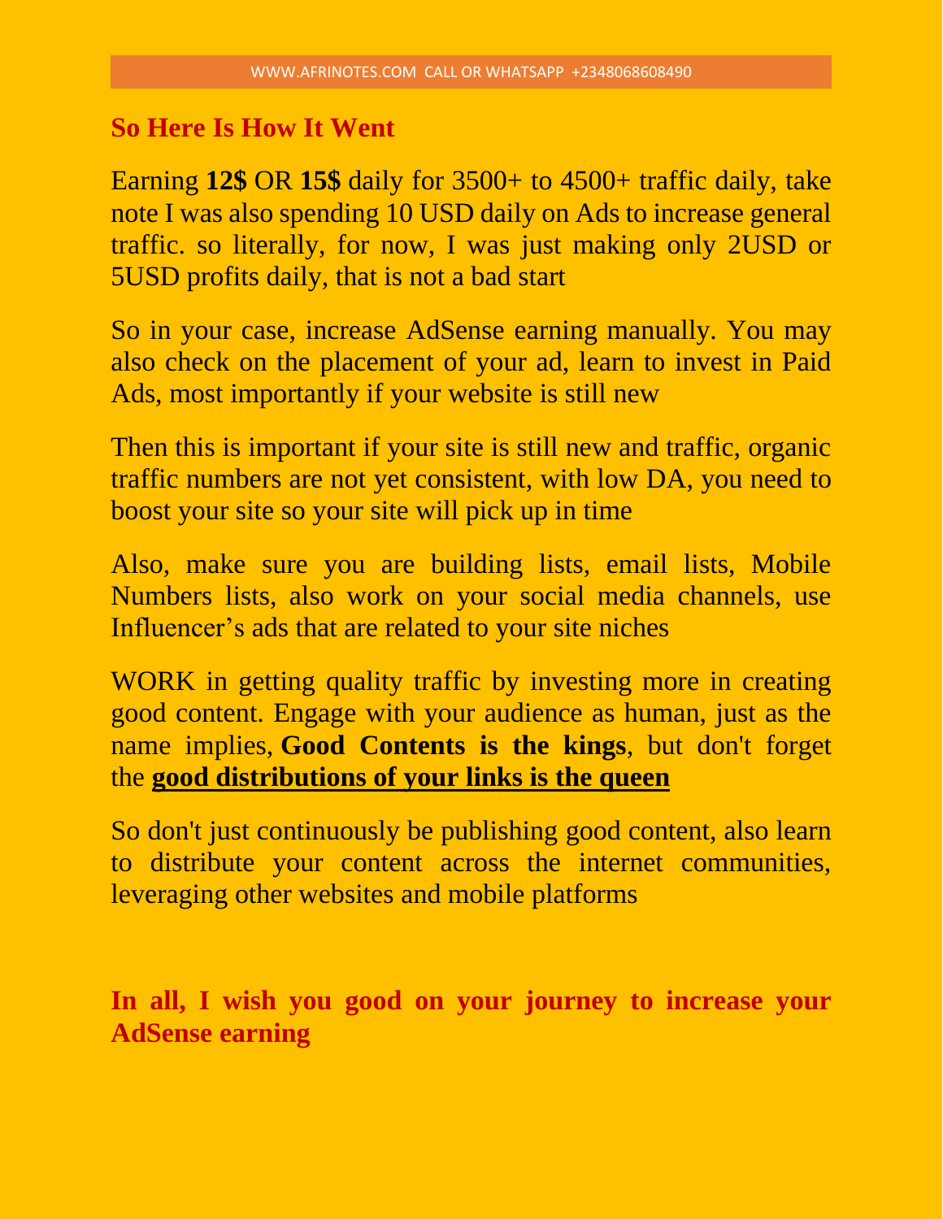## So Here Is How It Went

Earning **12$** OR **15$** daily for 3500+ to 4500+ traffic daily, take note I was also spending 10 USD daily on Ads to increase general traffic. so literally, for now, I was just making only 2USD or 5USD profits daily, that is not a bad start

So in your case, increase AdSense earning manually. You may also check on the placement of your ad, learn to invest in Paid Ads, most importantly if your website is still new

Then this is important if your site is still new and traffic, organic traffic numbers are not yet consistent, with low DA, you need to boost your site so your site will pick up in time

Also, make sure you are building lists, email lists, Mobile Numbers lists, also work on your social media channels, use Influencer's ads that are related to your site niches

WORK in getting quality traffic by investing more in creating good content. Engage with your audience as human, just as the name implies, **Good Contents is the kings**, but don't forget the **<u>good distributions of your links is the queen</u>**

So don't just continuously be publishing good content, also learn to distribute your content across the internet communities, leveraging other websites and mobile platforms

**In all, I wish you good on your journey to increase your AdSense earning**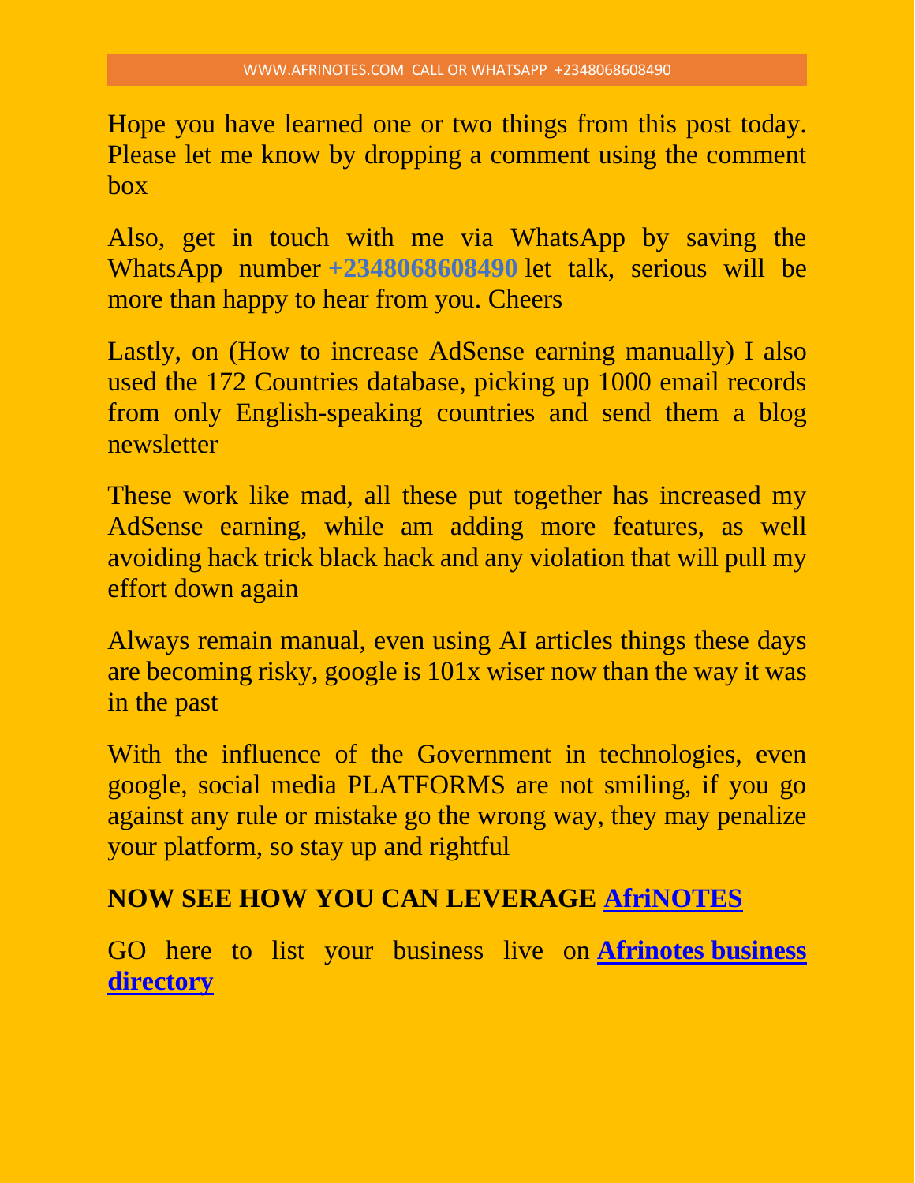Hope you have learned one or two things from this post today. Please let me know by dropping a comment using the comment box

Also, get in touch with me via WhatsApp by saving the WhatsApp number **+2348068608490** let talk, serious will be more than happy to hear from you. Cheers

Lastly, on (How to increase AdSense earning manually) I also used the 172 Countries database, picking up 1000 email records from only English-speaking countries and send them a blog newsletter

These work like mad, all these put together has increased my AdSense earning, while am adding more features, as well avoiding hack trick black hack and any violation that will pull my effort down again

Always remain manual, even using AI articles things these days are becoming risky, google is 101x wiser now than the way it was in the past

With the influence of the Government in technologies, even google, social media PLATFORMS are not smiling, if you go against any rule or mistake go the wrong way, they may penalize your platform, so stay up and rightful

**NOW SEE HOW YOU CAN LEVERAGE AfriNOTES**

GO here to list your business live on **Afrinotes business directory**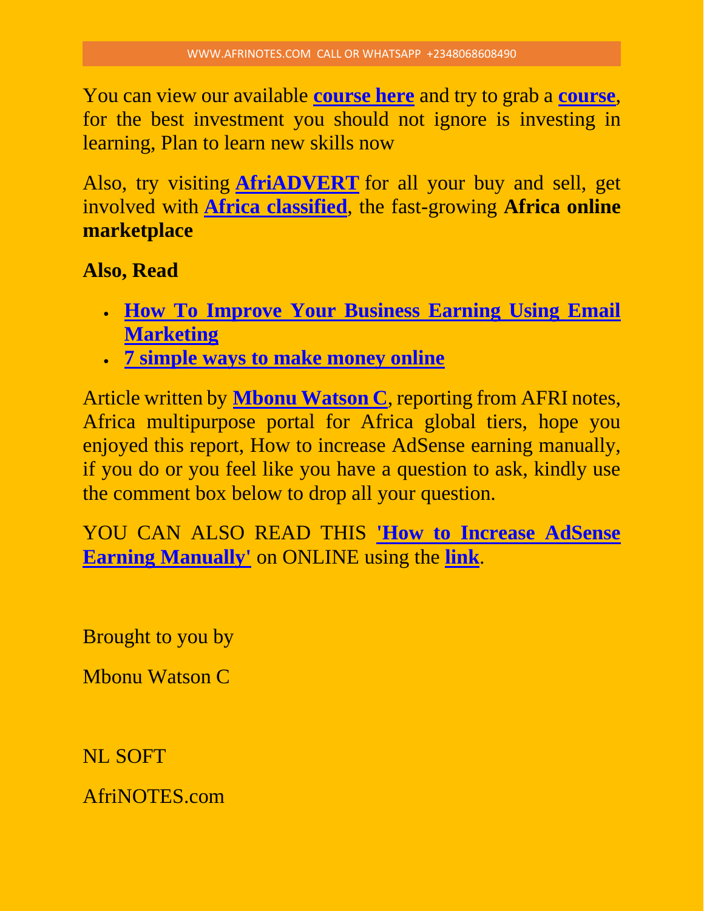You can view our available **course here** and try to grab a **course**, for the best investment you should not ignore is investing in learning, Plan to learn new skills now

Also, try visiting **AfriADVERT** for all your buy and sell, get involved with **Africa classified**, the fast-growing **Africa online marketplace**

**Also, Read**

- **How To Improve Your Business Earning Using Email Marketing**
- **7 simple ways to make money online**

Article written by **Mbonu Watson C**, reporting from AFRI notes, Africa multipurpose portal for Africa global tiers, hope you enjoyed this report, How to increase AdSense earning manually, if you do or you feel like you have a question to ask, kindly use the comment box below to drop all your question.

YOU CAN ALSO READ THIS **'How to Increase AdSense Earning Manually'** on ONLINE using the **link**.

Brought to you by

Mbonu Watson C

NL SOFT

AfriNOTES.com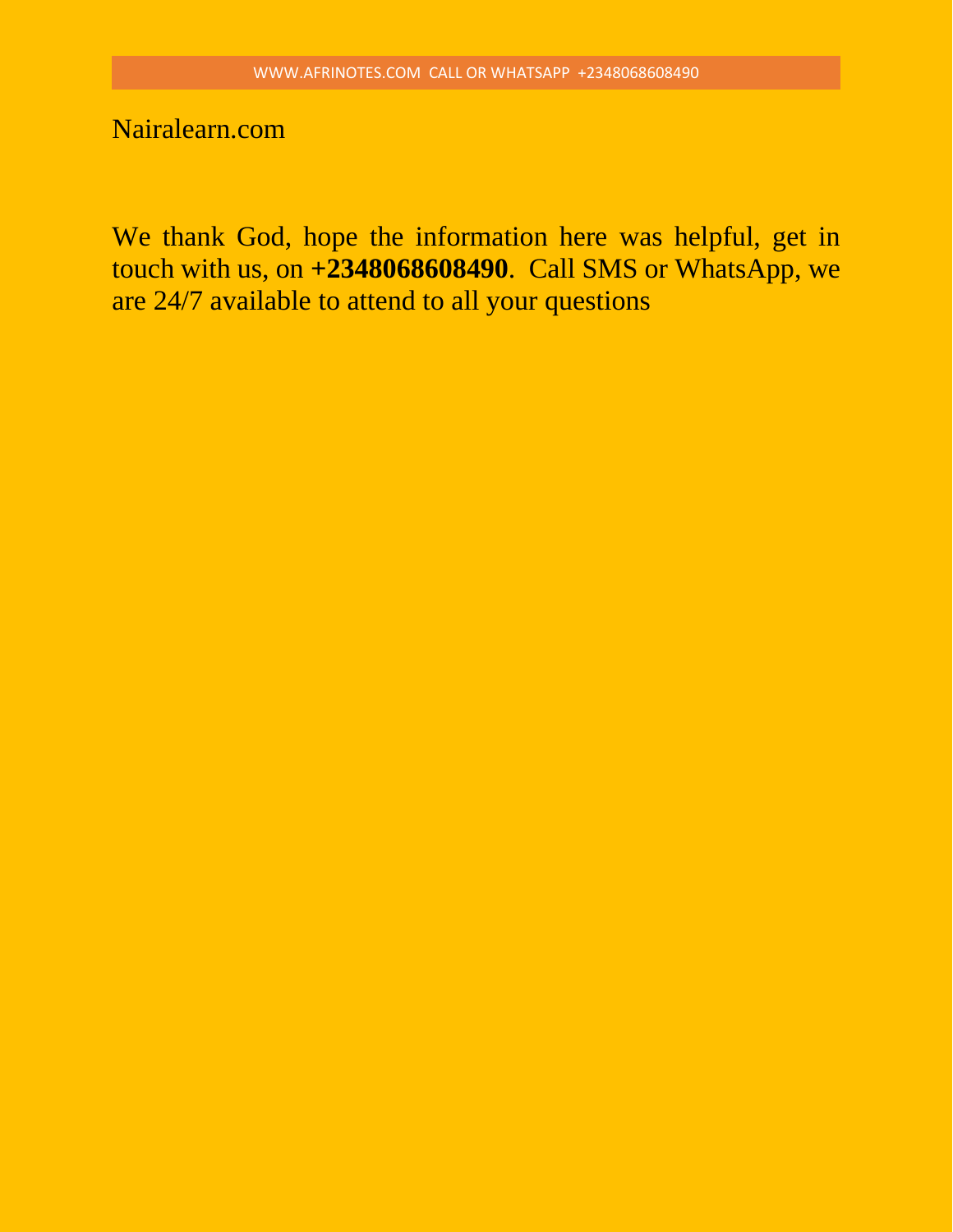Nairalearn.com

We thank God, hope the information here was helpful, get in touch with us, on **+2348068608490**. Call SMS or WhatsApp, we are 24/7 available to attend to all your questions